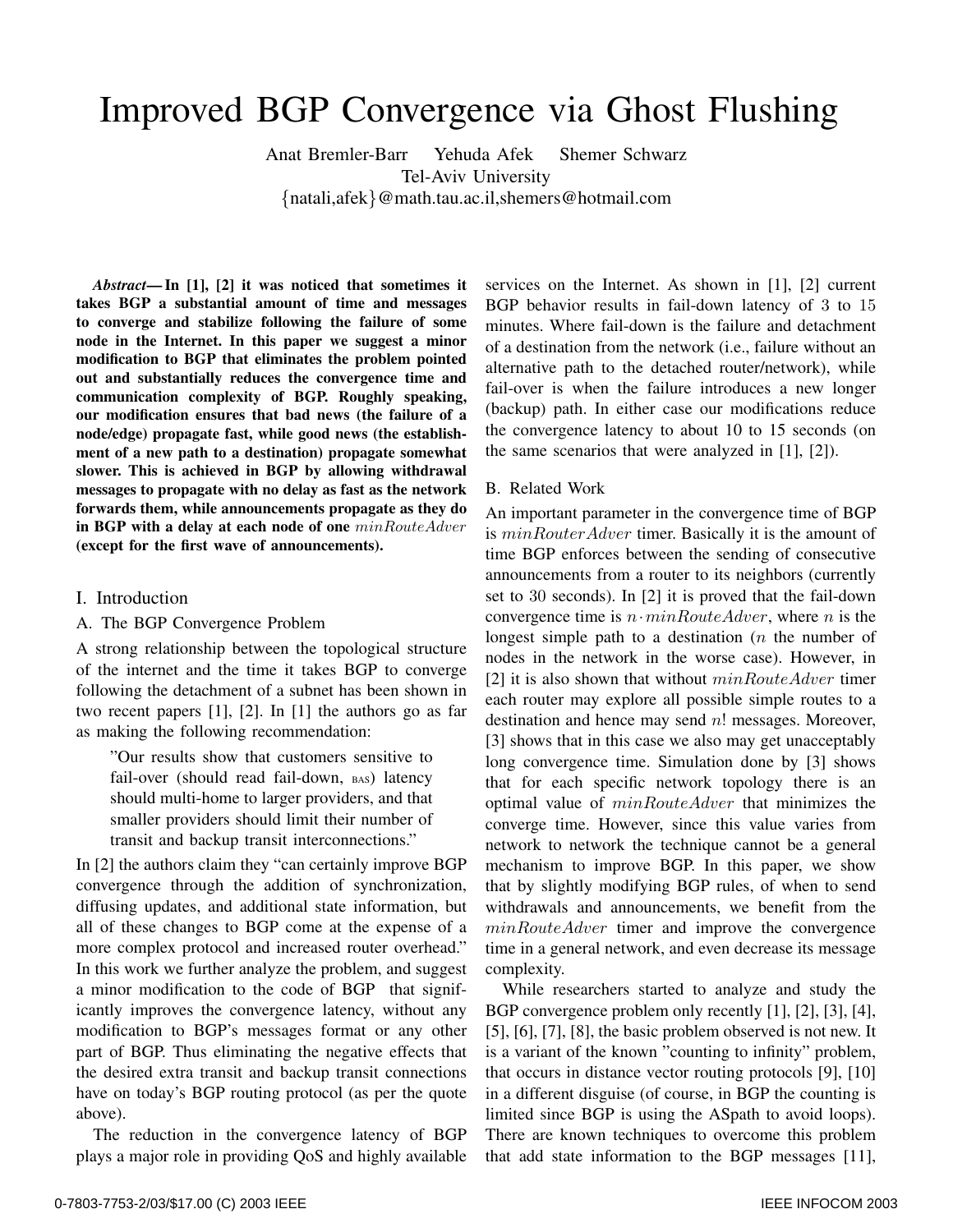# Improved BGP Convergence via Ghost Flushing

Anat Bremler-Barr  Yehuda Afek  Shemer Schwarz
Tel-Aviv University
{natali,afek}@math.tau.ac.il,shemers@hotmail.com

***Abstract*— In [1], [2] it was noticed that sometimes it takes BGP a substantial amount of time and messages to converge and stabilize following the failure of some node in the Internet. In this paper we suggest a minor modification to BGP that eliminates the problem pointed out and substantially reduces the convergence time and communication complexity of BGP. Roughly speaking, our modification ensures that bad news (the failure of a node/edge) propagate fast, while good news (the establishment of a new path to a destination) propagate somewhat slower. This is achieved in BGP by allowing withdrawal messages to propagate with no delay as fast as the network forwards them, while announcements propagate as they do in BGP with a delay at each node of one $minRouteAdver$ (except for the first wave of announcements).**

## I. Introduction

### A. The BGP Convergence Problem

A strong relationship between the topological structure of the internet and the time it takes BGP to converge following the detachment of a subnet has been shown in two recent papers [1], [2]. In [1] the authors go as far as making the following recommendation:

> "Our results show that customers sensitive to fail-over (should read fail-down, BAS) latency should multi-home to larger providers, and that smaller providers should limit their number of transit and backup transit interconnections."

In [2] the authors claim they "can certainly improve BGP convergence through the addition of synchronization, diffusing updates, and additional state information, but all of these changes to BGP come at the expense of a more complex protocol and increased router overhead." In this work we further analyze the problem, and suggest a minor modification to the code of BGP that significantly improves the convergence latency, without any modification to BGP's messages format or any other part of BGP. Thus eliminating the negative effects that the desired extra transit and backup transit connections have on today's BGP routing protocol (as per the quote above).

The reduction in the convergence latency of BGP plays a major role in providing QoS and highly available services on the Internet. As shown in [1], [2] current BGP behavior results in fail-down latency of 3 to 15 minutes. Where fail-down is the failure and detachment of a destination from the network (i.e., failure without an alternative path to the detached router/network), while fail-over is when the failure introduces a new longer (backup) path. In either case our modifications reduce the convergence latency to about 10 to 15 seconds (on the same scenarios that were analyzed in [1], [2]).

### B. Related Work

An important parameter in the convergence time of BGP is $minRouterAdver$ timer. Basically it is the amount of time BGP enforces between the sending of consecutive announcements from a router to its neighbors (currently set to 30 seconds). In [2] it is proved that the fail-down convergence time is $n \cdot minRouteAdver$, where $n$ is the longest simple path to a destination ($n$ the number of nodes in the network in the worse case). However, in [2] it is also shown that without $minRouteAdver$ timer each router may explore all possible simple routes to a destination and hence may send $n!$ messages. Moreover, [3] shows that in this case we also may get unacceptably long convergence time. Simulation done by [3] shows that for each specific network topology there is an optimal value of $minRouteAdver$ that minimizes the converge time. However, since this value varies from network to network the technique cannot be a general mechanism to improve BGP. In this paper, we show that by slightly modifying BGP rules, of when to send withdrawals and announcements, we benefit from the $minRouteAdver$ timer and improve the convergence time in a general network, and even decrease its message complexity.

While researchers started to analyze and study the BGP convergence problem only recently [1], [2], [3], [4], [5], [6], [7], [8], the basic problem observed is not new. It is a variant of the known "counting to infinity" problem, that occurs in distance vector routing protocols [9], [10] in a different disguise (of course, in BGP the counting is limited since BGP is using the ASpath to avoid loops). There are known techniques to overcome this problem that add state information to the BGP messages [11],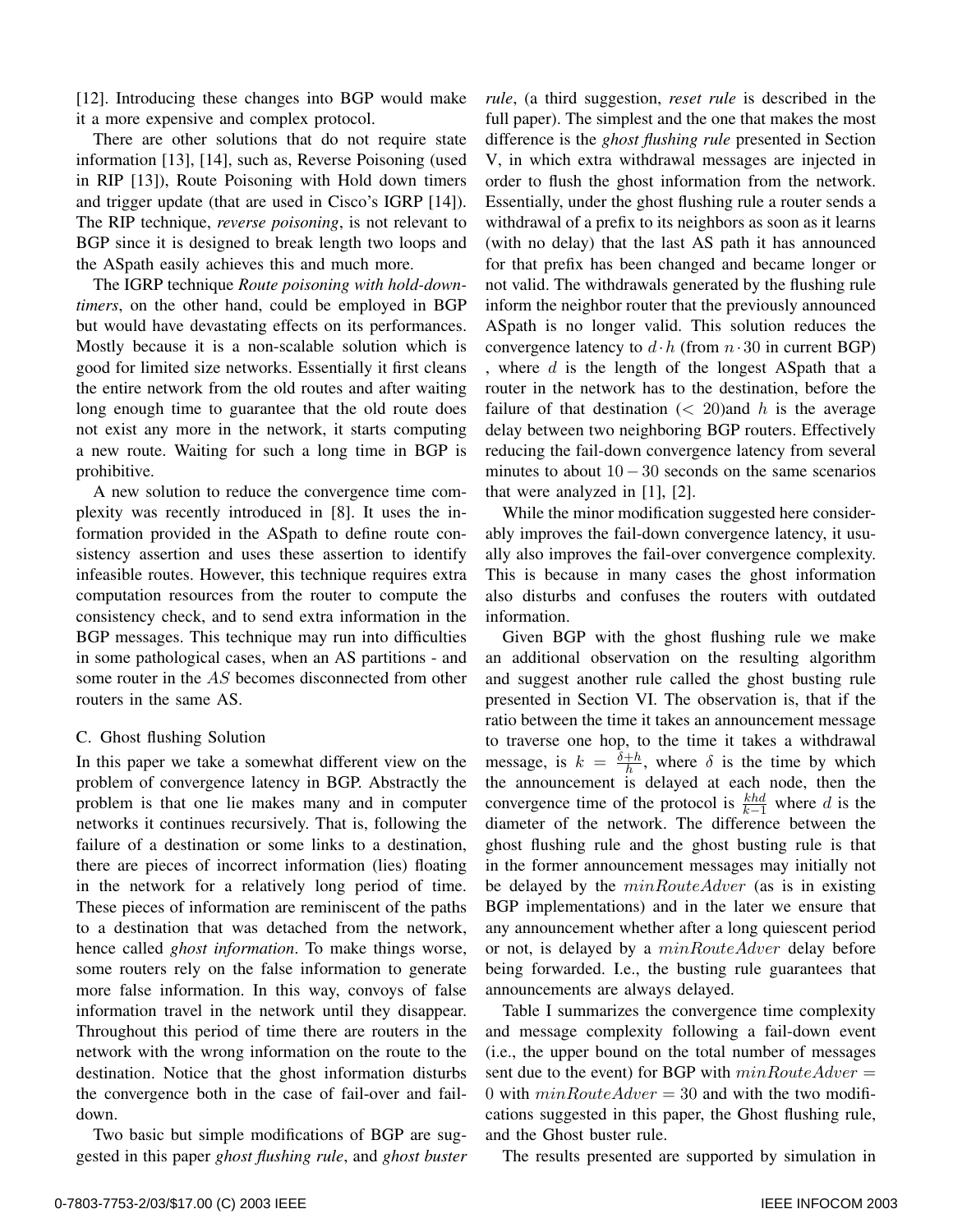[12]. Introducing these changes into BGP would make it a more expensive and complex protocol.

There are other solutions that do not require state information [13], [14], such as, Reverse Poisoning (used in RIP [13]), Route Poisoning with Hold down timers and trigger update (that are used in Cisco's IGRP [14]). The RIP technique, *reverse poisoning*, is not relevant to BGP since it is designed to break length two loops and the ASpath easily achieves this and much more.

The IGRP technique *Route poisoning with hold-down-timers*, on the other hand, could be employed in BGP but would have devastating effects on its performances. Mostly because it is a non-scalable solution which is good for limited size networks. Essentially it first cleans the entire network from the old routes and after waiting long enough time to guarantee that the old route does not exist any more in the network, it starts computing a new route. Waiting for such a long time in BGP is prohibitive.

A new solution to reduce the convergence time complexity was recently introduced in [8]. It uses the information provided in the ASpath to define route consistency assertion and uses these assertion to identify infeasible routes. However, this technique requires extra computation resources from the router to compute the consistency check, and to send extra information in the BGP messages. This technique may run into difficulties in some pathological cases, when an AS partitions - and some router in the $AS$ becomes disconnected from other routers in the same AS.

### C. Ghost flushing Solution

In this paper we take a somewhat different view on the problem of convergence latency in BGP. Abstractly the problem is that one lie makes many and in computer networks it continues recursively. That is, following the failure of a destination or some links to a destination, there are pieces of incorrect information (lies) floating in the network for a relatively long period of time. These pieces of information are reminiscent of the paths to a destination that was detached from the network, hence called *ghost information*. To make things worse, some routers rely on the false information to generate more false information. In this way, convoys of false information travel in the network until they disappear. Throughout this period of time there are routers in the network with the wrong information on the route to the destination. Notice that the ghost information disturbs the convergence both in the case of fail-over and fail-down.

Two basic but simple modifications of BGP are suggested in this paper *ghost flushing rule*, and *ghost buster rule*, (a third suggestion, *reset rule* is described in the full paper). The simplest and the one that makes the most difference is the *ghost flushing rule* presented in Section V, in which extra withdrawal messages are injected in order to flush the ghost information from the network. Essentially, under the ghost flushing rule a router sends a withdrawal of a prefix to its neighbors as soon as it learns (with no delay) that the last AS path it has announced for that prefix has been changed and became longer or not valid. The withdrawals generated by the flushing rule inform the neighbor router that the previously announced ASpath is no longer valid. This solution reduces the convergence latency to $d \cdot h$ (from $n \cdot 30$ in current BGP) , where $d$ is the length of the longest ASpath that a router in the network has to the destination, before the failure of that destination ($< 20$)and $h$ is the average delay between two neighboring BGP routers. Effectively reducing the fail-down convergence latency from several minutes to about $10 - 30$ seconds on the same scenarios that were analyzed in [1], [2].

While the minor modification suggested here considerably improves the fail-down convergence latency, it usually also improves the fail-over convergence complexity. This is because in many cases the ghost information also disturbs and confuses the routers with outdated information.

Given BGP with the ghost flushing rule we make an additional observation on the resulting algorithm and suggest another rule called the ghost busting rule presented in Section VI. The observation is, that if the ratio between the time it takes an announcement message to traverse one hop, to the time it takes a withdrawal message, is $k = \frac{\delta + h}{h}$, where $\delta$ is the time by which the announcement is delayed at each node, then the convergence time of the protocol is $\frac{khd}{k-1}$ where $d$ is the diameter of the network. The difference between the ghost flushing rule and the ghost busting rule is that in the former announcement messages may initially not be delayed by the $minRouteAdver$ (as is in existing BGP implementations) and in the later we ensure that any announcement whether after a long quiescent period or not, is delayed by a $minRouteAdver$ delay before being forwarded. I.e., the busting rule guarantees that announcements are always delayed.

Table I summarizes the convergence time complexity and message complexity following a fail-down event (i.e., the upper bound on the total number of messages sent due to the event) for BGP with $minRouteAdver = 0$ with $minRouteAdver = 30$ and with the two modifications suggested in this paper, the Ghost flushing rule, and the Ghost buster rule.

The results presented are supported by simulation in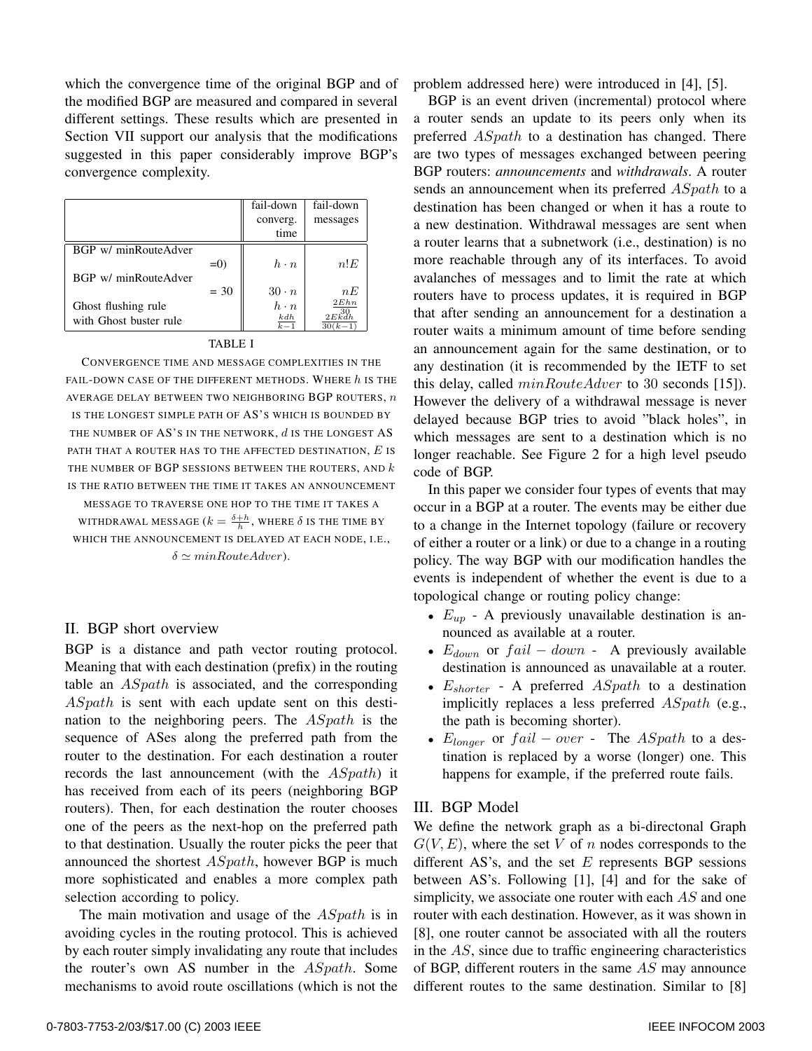which the convergence time of the original BGP and of the modified BGP are measured and compared in several different settings. These results which are presented in Section VII support our analysis that the modifications suggested in this paper considerably improve BGP's convergence complexity.

| | fail-down converg. time | fail-down messages |
|---|---|---|
| BGP w/ minRouteAdver =0) | $h \cdot n$ | $n!E$ |
| BGP w/ minRouteAdver = 30 | $30 \cdot n$ | $nE$ |
| Ghost flushing rule | $h \cdot n$ | $\frac{2Ehn}{30}$ |
| with Ghost buster rule | $\frac{kdh}{k-1}$ | $\frac{2Ekdh}{30(k-1)}$ |

TABLE I

CONVERGENCE TIME AND MESSAGE COMPLEXITIES IN THE FAIL-DOWN CASE OF THE DIFFERENT METHODS. WHERE $h$ IS THE AVERAGE DELAY BETWEEN TWO NEIGHBORING BGP ROUTERS, $n$ IS THE LONGEST SIMPLE PATH OF AS'S WHICH IS BOUNDED BY THE NUMBER OF AS'S IN THE NETWORK, $d$ IS THE LONGEST AS PATH THAT A ROUTER HAS TO THE AFFECTED DESTINATION, $E$ IS THE NUMBER OF BGP SESSIONS BETWEEN THE ROUTERS, AND $k$ IS THE RATIO BETWEEN THE TIME IT TAKES AN ANNOUNCEMENT MESSAGE TO TRAVERSE ONE HOP TO THE TIME IT TAKES A WITHDRAWAL MESSAGE ($k = \frac{\delta+h}{h}$, WHERE $\delta$ IS THE TIME BY WHICH THE ANNOUNCEMENT IS DELAYED AT EACH NODE, I.E., $\delta \simeq minRouteAdver$).

## II. BGP short overview

BGP is a distance and path vector routing protocol. Meaning that with each destination (prefix) in the routing table an $ASpath$ is associated, and the corresponding $ASpath$ is sent with each update sent on this destination to the neighboring peers. The $ASpath$ is the sequence of ASes along the preferred path from the router to the destination. For each destination a router records the last announcement (with the $ASpath$) it has received from each of its peers (neighboring BGP routers). Then, for each destination the router chooses one of the peers as the next-hop on the preferred path to that destination. Usually the router picks the peer that announced the shortest $ASpath$, however BGP is much more sophisticated and enables a more complex path selection according to policy.

The main motivation and usage of the $ASpath$ is in avoiding cycles in the routing protocol. This is achieved by each router simply invalidating any route that includes the router's own AS number in the $ASpath$. Some mechanisms to avoid route oscillations (which is not the problem addressed here) were introduced in [4], [5].

BGP is an event driven (incremental) protocol where a router sends an update to its peers only when its preferred $ASpath$ to a destination has changed. There are two types of messages exchanged between peering BGP routers: *announcements* and *withdrawals*. A router sends an announcement when its preferred $ASpath$ to a destination has been changed or when it has a route to a new destination. Withdrawal messages are sent when a router learns that a subnetwork (i.e., destination) is no more reachable through any of its interfaces. To avoid avalanches of messages and to limit the rate at which routers have to process updates, it is required in BGP that after sending an announcement for a destination a router waits a minimum amount of time before sending an announcement again for the same destination, or to any destination (it is recommended by the IETF to set this delay, called $minRouteAdver$ to 30 seconds [15]). However the delivery of a withdrawal message is never delayed because BGP tries to avoid "black holes", in which messages are sent to a destination which is no longer reachable. See Figure 2 for a high level pseudo code of BGP.

In this paper we consider four types of events that may occur in a BGP at a router. The events may be either due to a change in the Internet topology (failure or recovery of either a router or a link) or due to a change in a routing policy. The way BGP with our modification handles the events is independent of whether the event is due to a topological change or routing policy change:

- $E_{up}$ - A previously unavailable destination is announced as available at a router.
- $E_{down}$ or $fail-down$ - A previously available destination is announced as unavailable at a router.
- $E_{shorter}$ - A preferred $ASpath$ to a destination implicitly replaces a less preferred $ASpath$ (e.g., the path is becoming shorter).
- $E_{longer}$ or $fail-over$ - The $ASpath$ to a destination is replaced by a worse (longer) one. This happens for example, if the preferred route fails.

## III. BGP Model

We define the network graph as a bi-directonal Graph $G(V, E)$, where the set $V$ of $n$ nodes corresponds to the different AS's, and the set $E$ represents BGP sessions between AS's. Following [1], [4] and for the sake of simplicity, we associate one router with each $AS$ and one router with each destination. However, as it was shown in [8], one router cannot be associated with all the routers in the $AS$, since due to traffic engineering characteristics of BGP, different routers in the same $AS$ may announce different routes to the same destination. Similar to [8]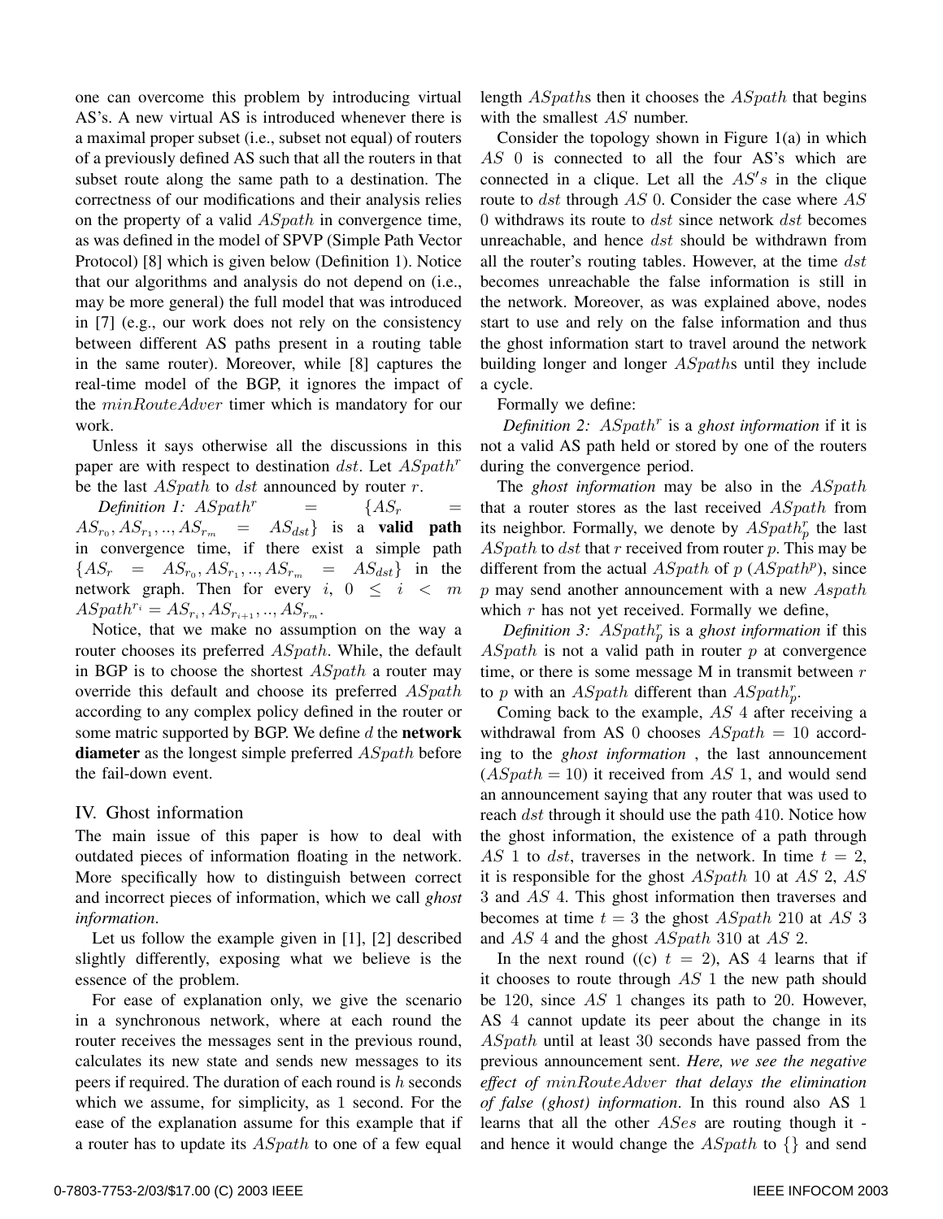one can overcome this problem by introducing virtual AS's. A new virtual AS is introduced whenever there is a maximal proper subset (i.e., subset not equal) of routers of a previously defined AS such that all the routers in that subset route along the same path to a destination. The correctness of our modifications and their analysis relies on the property of a valid $ASpath$ in convergence time, as was defined in the model of SPVP (Simple Path Vector Protocol) [8] which is given below (Definition 1). Notice that our algorithms and analysis do not depend on (i.e., may be more general) the full model that was introduced in [7] (e.g., our work does not rely on the consistency between different AS paths present in a routing table in the same router). Moreover, while [8] captures the real-time model of the BGP, it ignores the impact of the $minRouteAdver$ timer which is mandatory for our work.

Unless it says otherwise all the discussions in this paper are with respect to destination $dst$. Let $ASpath^r$ be the last $ASpath$ to $dst$ announced by router $r$.

*Definition 1:* $ASpath^r = \{AS_r = AS_{r_0}, AS_{r_1}, .., AS_{r_m} = AS_{dst}\}$ is a **valid path** in convergence time, if there exist a simple path $\{AS_r = AS_{r_0}, AS_{r_1}, .., AS_{r_m} = AS_{dst}\}$ in the network graph. Then for every $i$, $0 \leq i < m$ $ASpath^{r_i} = AS_{r_i}, AS_{r_{i+1}}, .., AS_{r_m}$.

Notice, that we make no assumption on the way a router chooses its preferred $ASpath$. While, the default in BGP is to choose the shortest $ASpath$ a router may override this default and choose its preferred $ASpath$ according to any complex policy defined in the router or some matric supported by BGP. We define $d$ the **network diameter** as the longest simple preferred $ASpath$ before the fail-down event.

## IV. Ghost information

The main issue of this paper is how to deal with outdated pieces of information floating in the network. More specifically how to distinguish between correct and incorrect pieces of information, which we call *ghost information*.

Let us follow the example given in [1], [2] described slightly differently, exposing what we believe is the essence of the problem.

For ease of explanation only, we give the scenario in a synchronous network, where at each round the router receives the messages sent in the previous round, calculates its new state and sends new messages to its peers if required. The duration of each round is $h$ seconds which we assume, for simplicity, as 1 second. For the ease of the explanation assume for this example that if a router has to update its $ASpath$ to one of a few equal length $ASpath$s then it chooses the $ASpath$ that begins with the smallest $AS$ number.

Consider the topology shown in Figure 1(a) in which $AS$ 0 is connected to all the four AS's which are connected in a clique. Let all the $AS's$ in the clique route to $dst$ through $AS$ 0. Consider the case where $AS$ 0 withdraws its route to $dst$ since network $dst$ becomes unreachable, and hence $dst$ should be withdrawn from all the router's routing tables. However, at the time $dst$ becomes unreachable the false information is still in the network. Moreover, as was explained above, nodes start to use and rely on the false information and thus the ghost information start to travel around the network building longer and longer $ASpath$s until they include a cycle.

Formally we define:

*Definition 2:* $ASpath^r$ is a *ghost information* if it is not a valid AS path held or stored by one of the routers during the convergence period.

The *ghost information* may be also in the $ASpath$ that a router stores as the last received $ASpath$ from its neighbor. Formally, we denote by $ASpath^r_p$ the last $ASpath$ to $dst$ that $r$ received from router $p$. This may be different from the actual $ASpath$ of $p$ ($ASpath^p$), since $p$ may send another announcement with a new $Aspath$ which $r$ has not yet received. Formally we define,

*Definition 3:* $ASpath^r_p$ is a *ghost information* if this $ASpath$ is not a valid path in router $p$ at convergence time, or there is some message M in transmit between $r$ to $p$ with an $ASpath$ different than $ASpath^r_p$.

Coming back to the example, $AS$ 4 after receiving a withdrawal from AS 0 chooses $ASpath = 10$ according to the *ghost information* , the last announcement ($ASpath = 10$) it received from $AS$ 1, and would send an announcement saying that any router that was used to reach $dst$ through it should use the path 410. Notice how the ghost information, the existence of a path through $AS$ 1 to $dst$, traverses in the network. In time $t = 2$, it is responsible for the ghost $ASpath$ 10 at $AS$ 2, $AS$ 3 and $AS$ 4. This ghost information then traverses and becomes at time $t = 3$ the ghost $ASpath$ 210 at $AS$ 3 and $AS$ 4 and the ghost $ASpath$ 310 at $AS$ 2.

In the next round ((c) $t = 2$), AS 4 learns that if it chooses to route through $AS$ 1 the new path should be 120, since $AS$ 1 changes its path to 20. However, AS 4 cannot update its peer about the change in its $ASpath$ until at least 30 seconds have passed from the previous announcement sent. *Here, we see the negative effect of $minRouteAdver$ that delays the elimination of false (ghost) information*. In this round also AS 1 learns that all the other $ASes$ are routing though it - and hence it would change the $ASpath$ to $\{\}$ and send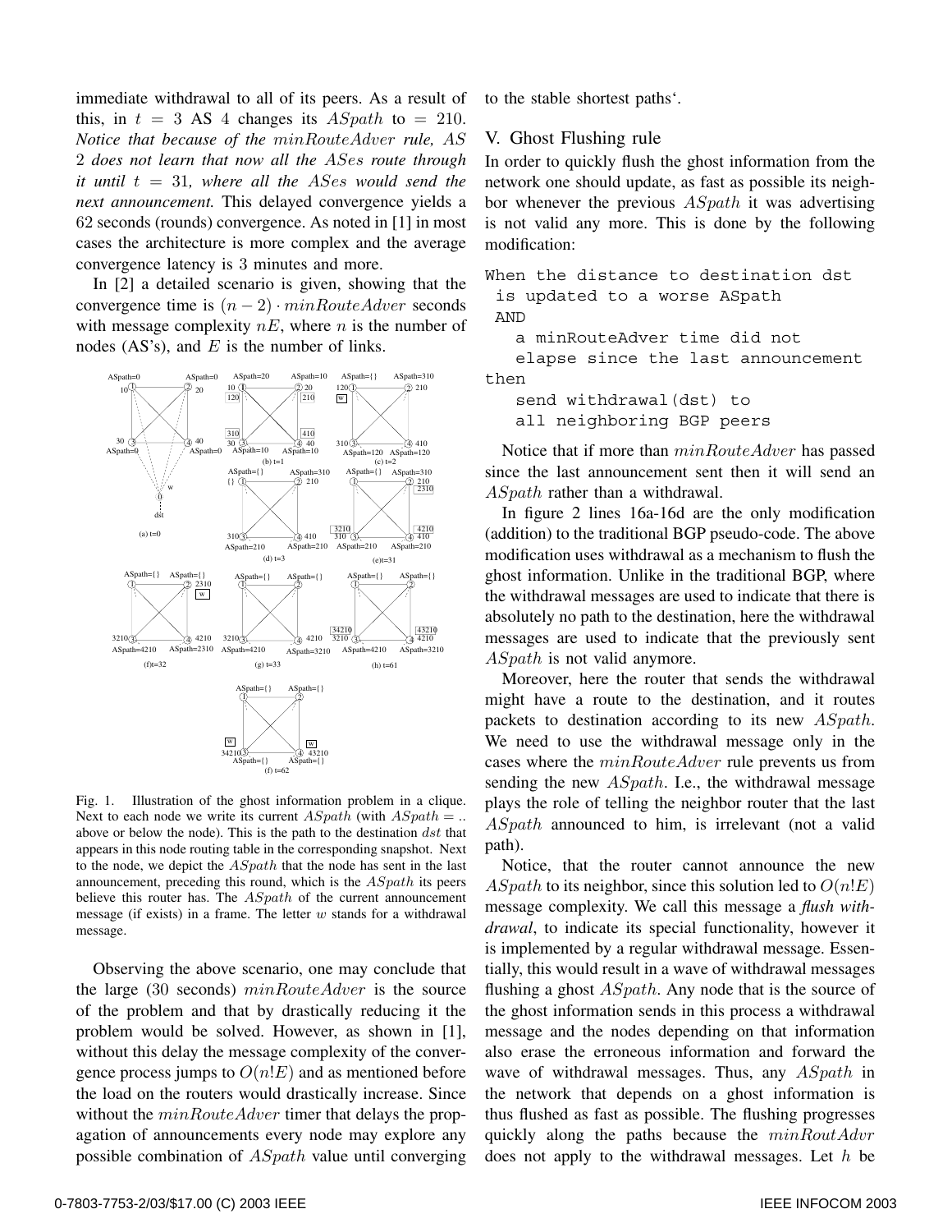immediate withdrawal to all of its peers. As a result of this, in $t = 3$ AS 4 changes its $ASpath$ to $= 210$. *Notice that because of the $minRouteAdver$ rule, AS 2 does not learn that now all the $ASes$ route through it until $t = 31$, where all the $ASes$ would send the next announcement.* This delayed convergence yields a 62 seconds (rounds) convergence. As noted in [1] in most cases the architecture is more complex and the average convergence latency is 3 minutes and more.

In [2] a detailed scenario is given, showing that the convergence time is $(n-2) \cdot minRouteAdver$ seconds with message complexity $nE$, where $n$ is the number of nodes (AS's), and $E$ is the number of links.

Fig. 1. Illustration of the ghost information problem in a clique. Next to each node we write its current $ASpath$ (with $ASpath = ..$ above or below the node). This is the path to the destination $dst$ that appears in this node routing table in the corresponding snapshot. Next to the node, we depict the $ASpath$ that the node has sent in the last announcement, preceding this round, which is the $ASpath$ its peers believe this router has. The $ASpath$ of the current announcement message (if exists) in a frame. The letter $w$ stands for a withdrawal message.

Observing the above scenario, one may conclude that the large (30 seconds) $minRouteAdver$ is the source of the problem and that by drastically reducing it the problem would be solved. However, as shown in [1], without this delay the message complexity of the convergence process jumps to $O(n!E)$ and as mentioned before the load on the routers would drastically increase. Since without the $minRouteAdver$ timer that delays the propagation of announcements every node may explore any possible combination of $ASpath$ value until converging to the stable shortest paths'.

## V. Ghost Flushing rule

In order to quickly flush the ghost information from the network one should update, as fast as possible its neighbor whenever the previous $ASpath$ it was advertising is not valid any more. This is done by the following modification:

```
When the distance to destination dst
 is updated to a worse ASpath
 AND
   a minRouteAdver time did not
   elapse since the last announcement
then
   send withdrawal(dst) to
   all neighboring BGP peers
```

Notice that if more than $minRouteAdver$ has passed since the last announcement sent then it will send an $ASpath$ rather than a withdrawal.

In figure 2 lines 16a-16d are the only modification (addition) to the traditional BGP pseudo-code. The above modification uses withdrawal as a mechanism to flush the ghost information. Unlike in the traditional BGP, where the withdrawal messages are used to indicate that there is absolutely no path to the destination, here the withdrawal messages are used to indicate that the previously sent $ASpath$ is not valid anymore.

Moreover, here the router that sends the withdrawal might have a route to the destination, and it routes packets to destination according to its new $ASpath$. We need to use the withdrawal message only in the cases where the $minRouteAdver$ rule prevents us from sending the new $ASpath$. I.e., the withdrawal message plays the role of telling the neighbor router that the last $ASpath$ announced to him, is irrelevant (not a valid path).

Notice, that the router cannot announce the new $ASpath$ to its neighbor, since this solution led to $O(n!E)$ message complexity. We call this message a *flush withdrawal*, to indicate its special functionality, however it is implemented by a regular withdrawal message. Essentially, this would result in a wave of withdrawal messages flushing a ghost $ASpath$. Any node that is the source of the ghost information sends in this process a withdrawal message and the nodes depending on that information also erase the erroneous information and forward the wave of withdrawal messages. Thus, any $ASpath$ in the network that depends on a ghost information is thus flushed as fast as possible. The flushing progresses quickly along the paths because the $minRoutAdvr$ does not apply to the withdrawal messages. Let $h$ be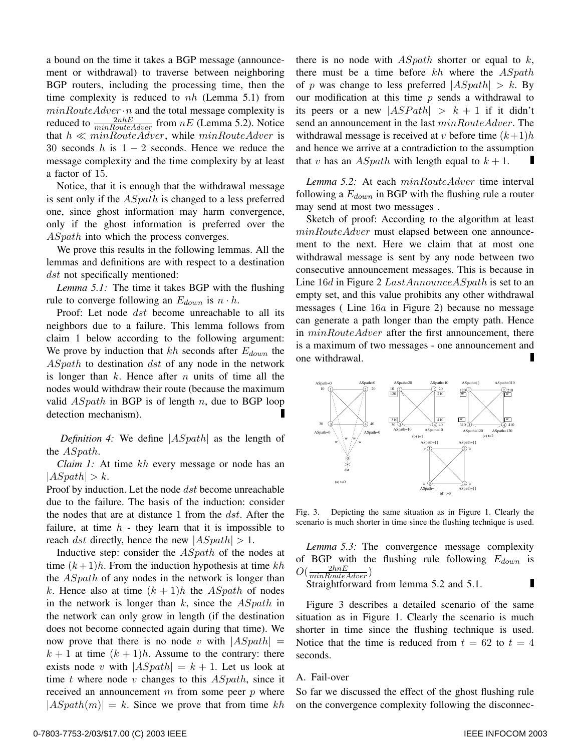a bound on the time it takes a BGP message (announcement or withdrawal) to traverse between neighboring BGP routers, including the processing time, then the time complexity is reduced to $nh$ (Lemma 5.1) from $minRouteAdver \cdot n$ and the total message complexity is reduced to $\frac{2nhE}{minRouteAdver}$ from $nE$ (Lemma 5.2). Notice that $h \ll minRouteAdver$, while $minRouteAdver$ is 30 seconds $h$ is $1-2$ seconds. Hence we reduce the message complexity and the time complexity by at least a factor of 15.

Notice, that it is enough that the withdrawal message is sent only if the $ASpath$ is changed to a less preferred one, since ghost information may harm convergence, only if the ghost information is preferred over the $ASpath$ into which the process converges.

We prove this results in the following lemmas. All the lemmas and definitions are with respect to a destination $dst$ not specifically mentioned:

*Lemma 5.1:* The time it takes BGP with the flushing rule to converge following an $E_{down}$ is $n \cdot h$.

Proof: Let node $dst$ become unreachable to all its neighbors due to a failure. This lemma follows from claim 1 below according to the following argument: We prove by induction that $kh$ seconds after $E_{down}$ the $ASpath$ to destination $dst$ of any node in the network is longer than $k$. Hence after $n$ units of time all the nodes would withdraw their route (because the maximum valid $ASpath$ in BGP is of length $n$, due to BGP loop detection mechanism). ∎

*Definition 4:* We define $|ASpath|$ as the length of the $ASpath$.

*Claim 1:* At time $kh$ every message or node has an $|ASpath| > k$.

Proof by induction. Let the node $dst$ become unreachable due to the failure. The basis of the induction: consider the nodes that are at distance 1 from the $dst$. After the failure, at time $h$ - they learn that it is impossible to reach $dst$ directly, hence the new $|ASpath| > 1$.

Inductive step: consider the $ASpath$ of the nodes at time $(k+1)h$. From the induction hypothesis at time $kh$ the $ASpath$ of any nodes in the network is longer than $k$. Hence also at time $(k+1)h$ the $ASpath$ of nodes in the network is longer than $k$, since the $ASpath$ in the network can only grow in length (if the destination does not become connected again during that time). We now prove that there is no node $v$ with $|ASpath| = k+1$ at time $(k+1)h$. Assume to the contrary: there exists node $v$ with $|ASpath| = k+1$. Let us look at time $t$ where node $v$ changes to this $ASpath$, since it received an announcement $m$ from some peer $p$ where $|ASpath(m)| = k$. Since we prove that from time $kh$ there is no node with $ASpath$ shorter or equal to $k$, there must be a time before $kh$ where the $ASpath$ of $p$ was change to less preferred $|ASpath| > k$. By our modification at this time $p$ sends a withdrawal to its peers or a new $|ASPath| > k+1$ if it didn't send an announcement in the last $minRouteAdver$. The withdrawal message is received at $v$ before time $(k+1)h$ and hence we arrive at a contradiction to the assumption that $v$ has an $ASpath$ with length equal to $k+1$. ∎

*Lemma 5.2:* At each $minRouteAdver$ time interval following a $E_{down}$ in BGP with the flushing rule a router may send at most two messages .

Sketch of proof: According to the algorithm at least $minRouteAdver$ must elapsed between one announcement to the next. Here we claim that at most one withdrawal message is sent by any node between two consecutive announcement messages. This is because in Line $16d$ in Figure 2 $LastAnnounceASpath$ is set to an empty set, and this value prohibits any other withdrawal messages ( Line $16a$ in Figure 2) because no message can generate a path longer than the empty path. Hence in $minRouteAdver$ after the first announcement, there is a maximum of two messages - one announcement and one withdrawal. ∎

Fig. 3. Depicting the same situation as in Figure 1. Clearly the scenario is much shorter in time since the flushing technique is used.

*Lemma 5.3:* The convergence message complexity of BGP with the flushing rule following $E_{down}$ is $O(\frac{2hnE}{minRouteAdver})$

Straightforward from lemma 5.2 and 5.1. ∎

Figure 3 describes a detailed scenario of the same situation as in Figure 1. Clearly the scenario is much shorter in time since the flushing technique is used. Notice that the time is reduced from $t = 62$ to $t = 4$ seconds.

## A. Fail-over

So far we discussed the effect of the ghost flushing rule on the convergence complexity following the disconnec-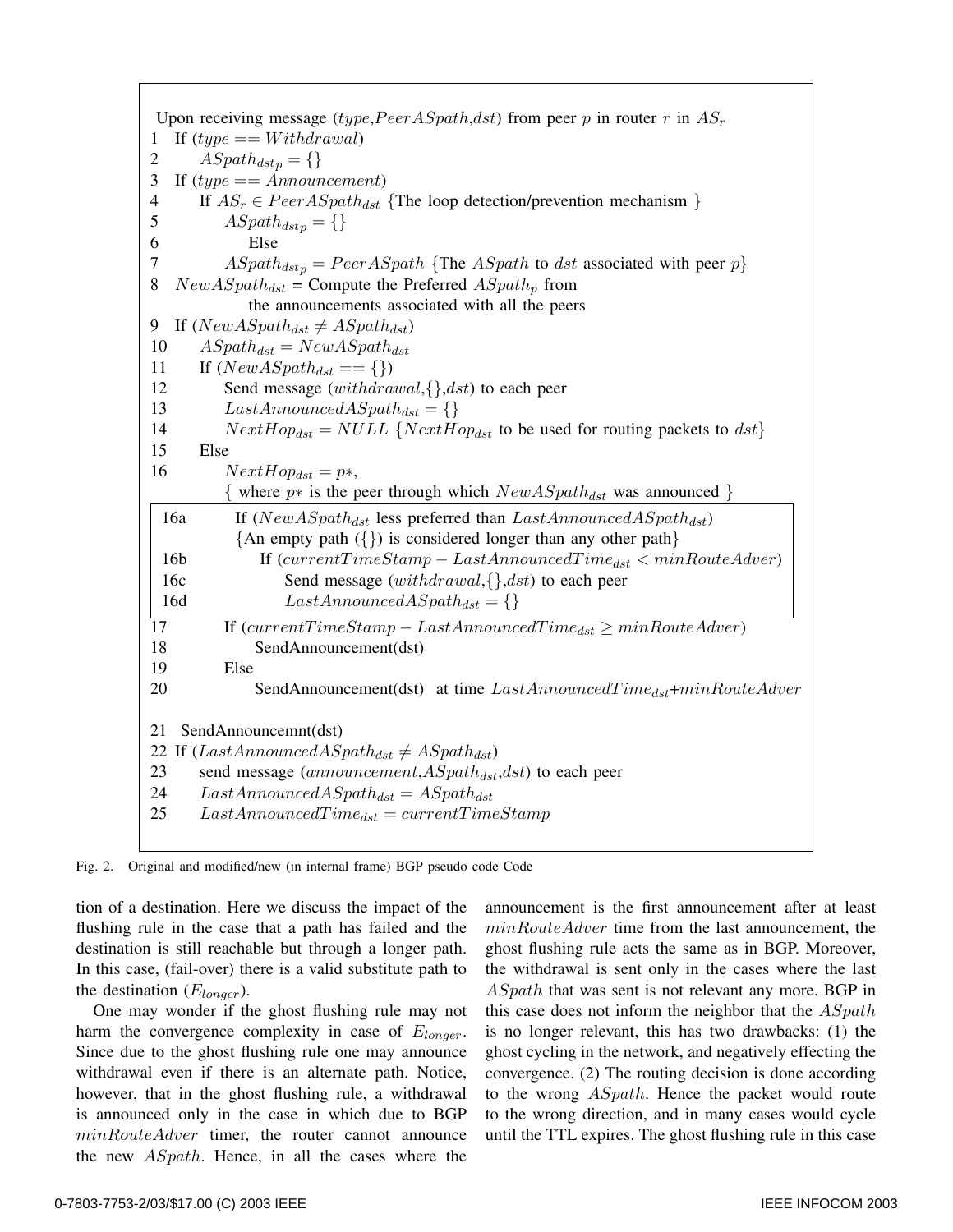```
Upon receiving message (type,PeerASpath,dst) from peer p in router r in AS_r
1  If (type == Withdrawal)
2      ASpath_dst_p = {}
3  If (type == Announcement)
4      If AS_r ∈ PeerASpath_dst {The loop detection/prevention mechanism }
5          ASpath_dst_p = {}
6          Else
7          ASpath_dst_p = PeerASpath {The ASpath to dst associated with peer p}
8  NewASpath_dst = Compute the Preferred ASpath_p from
           the announcements associated with all the peers
9  If (NewASpath_dst ≠ ASpath_dst)
10     ASpath_dst = NewASpath_dst
11     If (NewASpath_dst == {})
12         Send message (withdrawal,{},dst) to each peer
13         LastAnnouncedASpath_dst = {}
14         NextHop_dst = NULL {NextHop_dst to be used for routing packets to dst}
15     Else
16         NextHop_dst = p*,
           { where p* is the peer through which NewASpath_dst was announced }
 16a       If (NewASpath_dst less preferred than LastAnnouncedASpath_dst)
           {An empty path ({}) is considered longer than any other path}
 16b           If (currentTimeStamp − LastAnnouncedTime_dst < minRouteAdver)
 16c               Send message (withdrawal,{},dst) to each peer
 16d               LastAnnouncedASpath_dst = {}
17         If (currentTimeStamp − LastAnnouncedTime_dst ≥ minRouteAdver)
18             SendAnnouncement(dst)
19         Else
20             SendAnnouncement(dst)  at time LastAnnouncedTime_dst+minRouteAdver

21  SendAnnouncemnt(dst)
22 If (LastAnnouncedASpath_dst ≠ ASpath_dst)
23     send message (announcement,ASpath_dst,dst) to each peer
24     LastAnnouncedASpath_dst = ASpath_dst
25     LastAnnouncedTime_dst = currentTimeStamp
```

Fig. 2. Original and modified/new (in internal frame) BGP pseudo code Code

tion of a destination. Here we discuss the impact of the flushing rule in the case that a path has failed and the destination is still reachable but through a longer path. In this case, (fail-over) there is a valid substitute path to the destination ($E_{longer}$).

One may wonder if the ghost flushing rule may not harm the convergence complexity in case of $E_{longer}$. Since due to the ghost flushing rule one may announce withdrawal even if there is an alternate path. Notice, however, that in the ghost flushing rule, a withdrawal is announced only in the case in which due to BGP $minRouteAdver$ timer, the router cannot announce the new $ASpath$. Hence, in all the cases where the announcement is the first announcement after at least $minRouteAdver$ time from the last announcement, the ghost flushing rule acts the same as in BGP. Moreover, the withdrawal is sent only in the cases where the last $ASpath$ that was sent is not relevant any more. BGP in this case does not inform the neighbor that the $ASpath$ is no longer relevant, this has two drawbacks: (1) the ghost cycling in the network, and negatively effecting the convergence. (2) The routing decision is done according to the wrong $ASpath$. Hence the packet would route to the wrong direction, and in many cases would cycle until the TTL expires. The ghost flushing rule in this case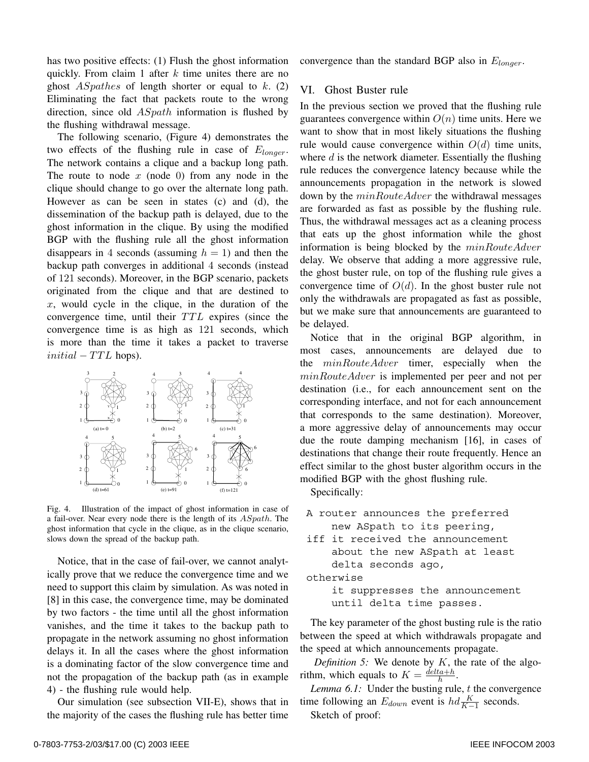has two positive effects: (1) Flush the ghost information quickly. From claim 1 after $k$ time unites there are no ghost $ASpathes$ of length shorter or equal to $k$. (2) Eliminating the fact that packets route to the wrong direction, since old $ASpath$ information is flushed by the flushing withdrawal message.

The following scenario, (Figure 4) demonstrates the two effects of the flushing rule in case of $E_{longer}$. The network contains a clique and a backup long path. The route to node $x$ (node 0) from any node in the clique should change to go over the alternate long path. However as can be seen in states (c) and (d), the dissemination of the backup path is delayed, due to the ghost information in the clique. By using the modified BGP with the flushing rule all the ghost information disappears in 4 seconds (assuming $h = 1$) and then the backup path converges in additional 4 seconds (instead of 121 seconds). Moreover, in the BGP scenario, packets originated from the clique and that are destined to $x$, would cycle in the clique, in the duration of the convergence time, until their $TTL$ expires (since the convergence time is as high as 121 seconds, which is more than the time it takes a packet to traverse $initial - TTL$ hops).

(a) t=0
(b) t=2
(c) t=31
(d) t=61
(e) t=91
(f) t=121

Fig. 4. Illustration of the impact of ghost information in case of a fail-over. Near every node there is the length of its $ASpath$. The ghost information that cycle in the clique, as in the clique scenario, slows down the spread of the backup path.

Notice, that in the case of fail-over, we cannot analytically prove that we reduce the convergence time and we need to support this claim by simulation. As was noted in [8] in this case, the convergence time, may be dominated by two factors - the time until all the ghost information vanishes, and the time it takes to the backup path to propagate in the network assuming no ghost information delays it. In all the cases where the ghost information is a dominating factor of the slow convergence time and not the propagation of the backup path (as in example 4) - the flushing rule would help.

Our simulation (see subsection VII-E), shows that in the majority of the cases the flushing rule has better time convergence than the standard BGP also in $E_{longer}$.

## VI. Ghost Buster rule

In the previous section we proved that the flushing rule guarantees convergence within $O(n)$ time units. Here we want to show that in most likely situations the flushing rule would cause convergence within $O(d)$ time units, where $d$ is the network diameter. Essentially the flushing rule reduces the convergence latency because while the announcements propagation in the network is slowed down by the $minRouteAdver$ the withdrawal messages are forwarded as fast as possible by the flushing rule. Thus, the withdrawal messages act as a cleaning process that eats up the ghost information while the ghost information is being blocked by the $minRouteAdver$ delay. We observe that adding a more aggressive rule, the ghost buster rule, on top of the flushing rule gives a convergence time of $O(d)$. In the ghost buster rule not only the withdrawals are propagated as fast as possible, but we make sure that announcements are guaranteed to be delayed.

Notice that in the original BGP algorithm, in most cases, announcements are delayed due to the $minRouteAdver$ timer, especially when the $minRouteAdver$ is implemented per peer and not per destination (i.e., for each announcement sent on the corresponding interface, and not for each announcement that corresponds to the same destination). Moreover, a more aggressive delay of announcements may occur due the route damping mechanism [16], in cases of destinations that change their route frequently. Hence an effect similar to the ghost buster algorithm occurs in the modified BGP with the ghost flushing rule.

Specifically:

```
A router announces the preferred
    new ASpath to its peering,
iff it received the announcement
    about the new ASpath at least
    delta seconds ago,
otherwise
    it suppresses the announcement
    until delta time passes.
```

The key parameter of the ghost busting rule is the ratio between the speed at which withdrawals propagate and the speed at which announcements propagate.

*Definition 5:* We denote by $K$, the rate of the algorithm, which equals to $K = \frac{delta+h}{h}$.

*Lemma 6.1:* Under the busting rule, $t$ the convergence time following an $E_{down}$ event is $hd\frac{K}{K-1}$ seconds.

Sketch of proof: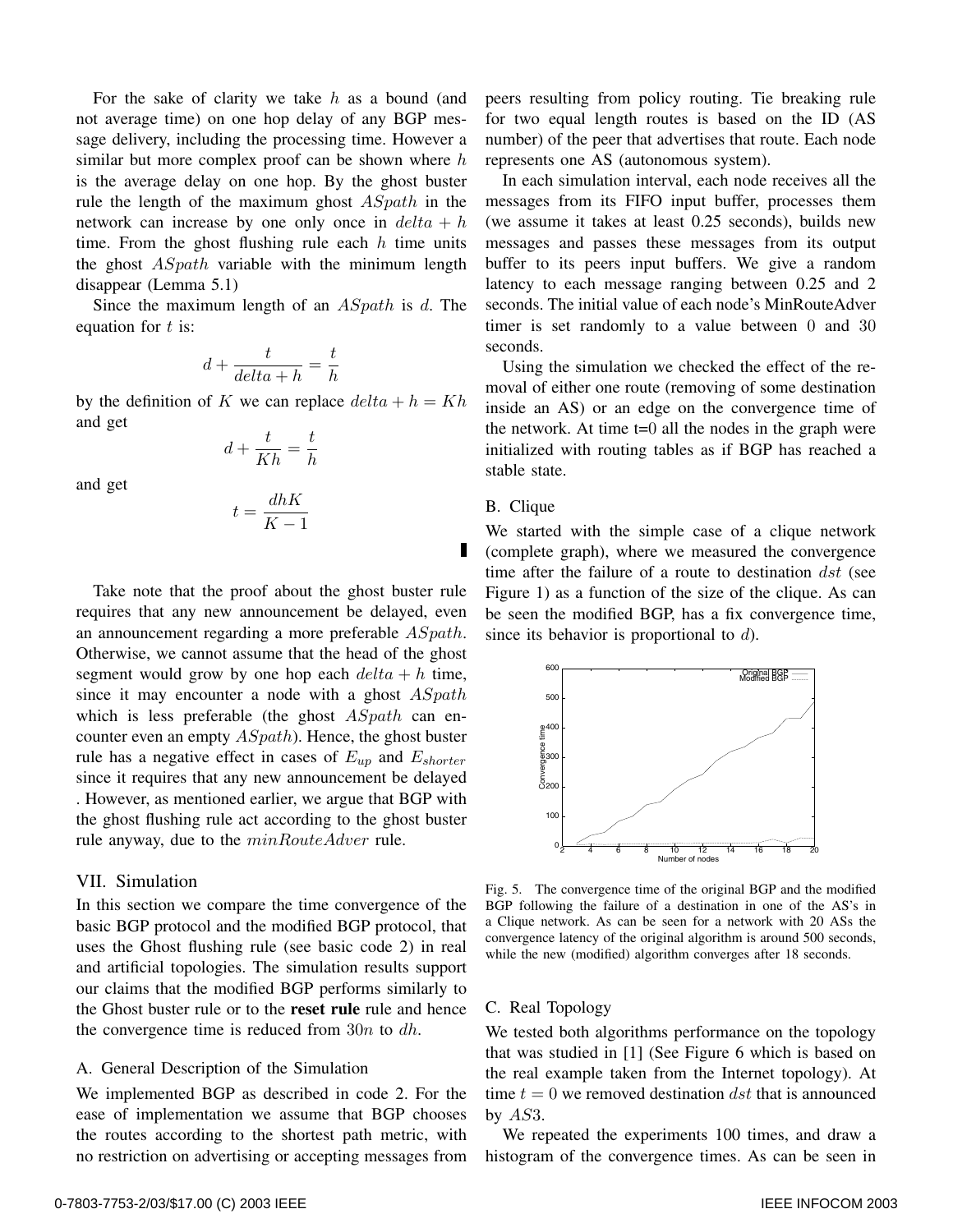For the sake of clarity we take $h$ as a bound (and not average time) on one hop delay of any BGP message delivery, including the processing time. However a similar but more complex proof can be shown where $h$ is the average delay on one hop. By the ghost buster rule the length of the maximum ghost $ASpath$ in the network can increase by one only once in $delta + h$ time. From the ghost flushing rule each $h$ time units the ghost $ASpath$ variable with the minimum length disappear (Lemma 5.1)

Since the maximum length of an $ASpath$ is $d$. The equation for $t$ is:

$$d + \frac{t}{delta + h} = \frac{t}{h}$$

by the definition of $K$ we can replace $delta + h = Kh$ and get

$$d + \frac{t}{Kh} = \frac{t}{h}$$

and get

$$t = \frac{dhK}{K-1}$$

∎

Take note that the proof about the ghost buster rule requires that any new announcement be delayed, even an announcement regarding a more preferable $ASpath$. Otherwise, we cannot assume that the head of the ghost segment would grow by one hop each $delta + h$ time, since it may encounter a node with a ghost $ASpath$ which is less preferable (the ghost $ASpath$ can encounter even an empty $ASpath$). Hence, the ghost buster rule has a negative effect in cases of $E_{up}$ and $E_{shorter}$ since it requires that any new announcement be delayed . However, as mentioned earlier, we argue that BGP with the ghost flushing rule act according to the ghost buster rule anyway, due to the $minRouteAdver$ rule.

## VII. Simulation

In this section we compare the time convergence of the basic BGP protocol and the modified BGP protocol, that uses the Ghost flushing rule (see basic code 2) in real and artificial topologies. The simulation results support our claims that the modified BGP performs similarly to the Ghost buster rule or to the **reset rule** rule and hence the convergence time is reduced from $30n$ to $dh$.

### A. General Description of the Simulation

We implemented BGP as described in code 2. For the ease of implementation we assume that BGP chooses the routes according to the shortest path metric, with no restriction on advertising or accepting messages from peers resulting from policy routing. Tie breaking rule for two equal length routes is based on the ID (AS number) of the peer that advertises that route. Each node represents one AS (autonomous system).

In each simulation interval, each node receives all the messages from its FIFO input buffer, processes them (we assume it takes at least 0.25 seconds), builds new messages and passes these messages from its output buffer to its peers input buffers. We give a random latency to each message ranging between 0.25 and 2 seconds. The initial value of each node's MinRouteAdver timer is set randomly to a value between 0 and 30 seconds.

Using the simulation we checked the effect of the removal of either one route (removing of some destination inside an AS) or an edge on the convergence time of the network. At time t=0 all the nodes in the graph were initialized with routing tables as if BGP has reached a stable state.

### B. Clique

We started with the simple case of a clique network (complete graph), where we measured the convergence time after the failure of a route to destination $dst$ (see Figure 1) as a function of the size of the clique. As can be seen the modified BGP, has a fix convergence time, since its behavior is proportional to $d$).

Fig. 5. The convergence time of the original BGP and the modified BGP following the failure of a destination in one of the AS's in a Clique network. As can be seen for a network with 20 ASs the convergence latency of the original algorithm is around 500 seconds, while the new (modified) algorithm converges after 18 seconds.

### C. Real Topology

We tested both algorithms performance on the topology that was studied in [1] (See Figure 6 which is based on the real example taken from the Internet topology). At time $t = 0$ we removed destination $dst$ that is announced by $AS3$.

We repeated the experiments 100 times, and draw a histogram of the convergence times. As can be seen in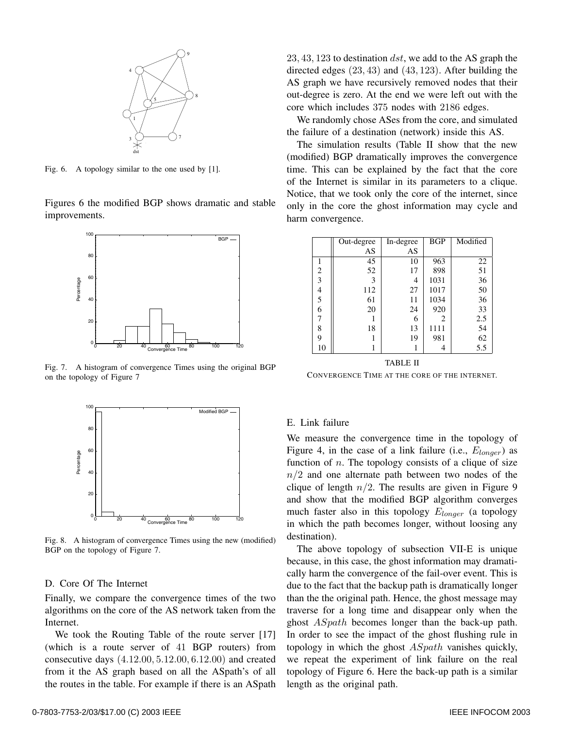Fig. 6. A topology similar to the one used by [1].

Figures 6 the modified BGP shows dramatic and stable improvements.

Fig. 7. A histogram of convergence Times using the original BGP on the topology of Figure 7

Fig. 8. A histogram of convergence Times using the new (modified) BGP on the topology of Figure 7.

### D. Core Of The Internet

Finally, we compare the convergence times of the two algorithms on the core of the AS network taken from the Internet.

We took the Routing Table of the route server [17] (which is a route server of $41$ BGP routers) from consecutive days $(4.12.00, 5.12.00, 6.12.00)$ and created from it the AS graph based on all the ASpath's of all the routes in the table. For example if there is an ASpath $23, 43, 123$ to destination $dst$, we add to the AS graph the directed edges $(23, 43)$ and $(43, 123)$. After building the AS graph we have recursively removed nodes that their out-degree is zero. At the end we were left out with the core which includes $375$ nodes with $2186$ edges.

We randomly chose ASes from the core, and simulated the failure of a destination (network) inside this AS.

The simulation results (Table II show that the new (modified) BGP dramatically improves the convergence time. This can be explained by the fact that the core of the Internet is similar in its parameters to a clique. Notice, that we took only the core of the internet, since only in the core the ghost information may cycle and harm convergence.

| | Out-degree AS | In-degree AS | BGP | Modified |
|---|---|---|---|---|
| 1 | 45 | 10 | 963 | 22 |
| 2 | 52 | 17 | 898 | 51 |
| 3 | 3 | 4 | 1031 | 36 |
| 4 | 112 | 27 | 1017 | 50 |
| 5 | 61 | 11 | 1034 | 36 |
| 6 | 20 | 24 | 920 | 33 |
| 7 | 1 | 6 | 2 | 2.5 |
| 8 | 18 | 13 | 1111 | 54 |
| 9 | 1 | 19 | 981 | 62 |
| 10 | 1 | 1 | 4 | 5.5 |

TABLE II

CONVERGENCE TIME AT THE CORE OF THE INTERNET.

### E. Link failure

We measure the convergence time in the topology of Figure 4, in the case of a link failure (i.e., $E_{longer}$) as function of $n$. The topology consists of a clique of size $n/2$ and one alternate path between two nodes of the clique of length $n/2$. The results are given in Figure 9 and show that the modified BGP algorithm converges much faster also in this topology $E_{longer}$ (a topology in which the path becomes longer, without loosing any destination).

The above topology of subsection VII-E is unique because, in this case, the ghost information may dramatically harm the convergence of the fail-over event. This is due to the fact that the backup path is dramatically longer than the the original path. Hence, the ghost message may traverse for a long time and disappear only when the ghost $ASpath$ becomes longer than the back-up path. In order to see the impact of the ghost flushing rule in topology in which the ghost $ASpath$ vanishes quickly, we repeat the experiment of link failure on the real topology of Figure 6. Here the back-up path is a similar length as the original path.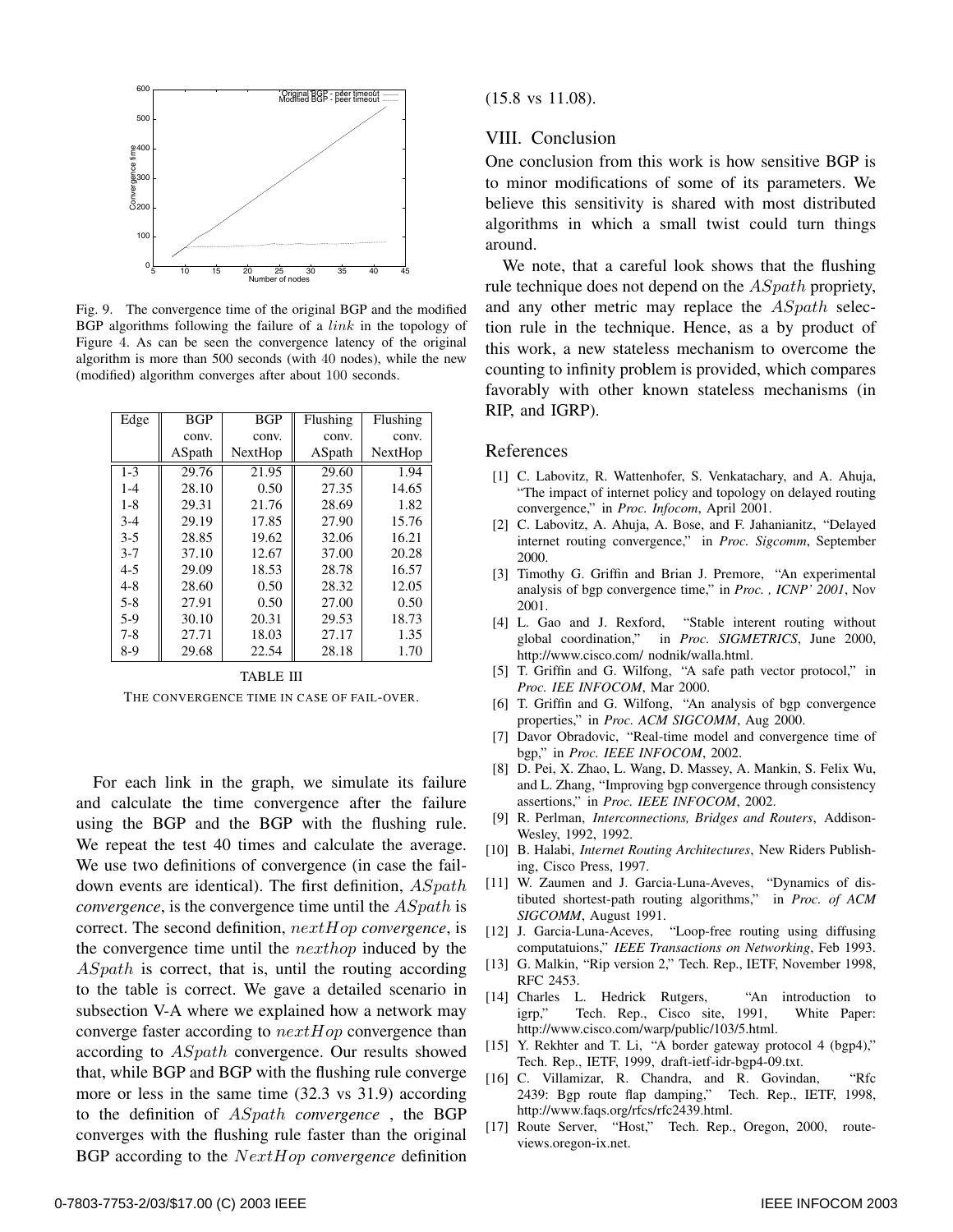600
500
400
300
200
100
0
Convergence time
5 10 15 20 25 30 35 40 45
Number of nodes
Original BGP - peer timeout
Modified BGP - peer timeout

Fig. 9. The convergence time of the original BGP and the modified BGP algorithms following the failure of a *link* in the topology of Figure 4. As can be seen the convergence latency of the original algorithm is more than 500 seconds (with 40 nodes), while the new (modified) algorithm converges after about 100 seconds.

| Edge | BGP conv. ASpath | BGP conv. NextHop | Flushing conv. ASpath | Flushing conv. NextHop |
|---|---|---|---|---|
| 1-3 | 29.76 | 21.95 | 29.60 | 1.94 |
| 1-4 | 28.10 | 0.50 | 27.35 | 14.65 |
| 1-8 | 29.31 | 21.76 | 28.69 | 1.82 |
| 3-4 | 29.19 | 17.85 | 27.90 | 15.76 |
| 3-5 | 28.85 | 19.62 | 32.06 | 16.21 |
| 3-7 | 37.10 | 12.67 | 37.00 | 20.28 |
| 4-5 | 29.09 | 18.53 | 28.78 | 16.57 |
| 4-8 | 28.60 | 0.50 | 28.32 | 12.05 |
| 5-8 | 27.91 | 0.50 | 27.00 | 0.50 |
| 5-9 | 30.10 | 20.31 | 29.53 | 18.73 |
| 7-8 | 27.71 | 18.03 | 27.17 | 1.35 |
| 8-9 | 29.68 | 22.54 | 28.18 | 1.70 |

TABLE III
THE CONVERGENCE TIME IN CASE OF FAIL-OVER.

For each link in the graph, we simulate its failure and calculate the time convergence after the failure using the BGP and the BGP with the flushing rule. We repeat the test 40 times and calculate the average. We use two definitions of convergence (in case the fail-down events are identical). The first definition, $ASpath$ *convergence*, is the convergence time until the $ASpath$ is correct. The second definition, $nextHop$ *convergence*, is the convergence time until the $nexthop$ induced by the $ASpath$ is correct, that is, until the routing according to the table is correct. We gave a detailed scenario in subsection V-A where we explained how a network may converge faster according to $nextHop$ convergence than according to $ASpath$ convergence. Our results showed that, while BGP and BGP with the flushing rule converge more or less in the same time (32.3 vs 31.9) according to the definition of $ASpath$ *convergence* , the BGP converges with the flushing rule faster than the original BGP according to the $NextHop$ *convergence* definition (15.8 vs 11.08).

## VIII. Conclusion

One conclusion from this work is how sensitive BGP is to minor modifications of some of its parameters. We believe this sensitivity is shared with most distributed algorithms in which a small twist could turn things around.

We note, that a careful look shows that the flushing rule technique does not depend on the $ASpath$ propriety, and any other metric may replace the $ASpath$ selection rule in the technique. Hence, as a by product of this work, a new stateless mechanism to overcome the counting to infinity problem is provided, which compares favorably with other known stateless mechanisms (in RIP, and IGRP).

## References

[1] C. Labovitz, R. Wattenhofer, S. Venkatachary, and A. Ahuja, "The impact of internet policy and topology on delayed routing convergence," in *Proc. Infocom*, April 2001.

[2] C. Labovitz, A. Ahuja, A. Bose, and F. Jahanianitz, "Delayed internet routing convergence," in *Proc. Sigcomm*, September 2000.

[3] Timothy G. Griffin and Brian J. Premore, "An experimental analysis of bgp convergence time," in *Proc. , ICNP' 2001*, Nov 2001.

[4] L. Gao and J. Rexford, "Stable interent routing without global coordination," in *Proc. SIGMETRICS*, June 2000, http://www.cisco.com/ nodnik/walla.html.

[5] T. Griffin and G. Wilfong, "A safe path vector protocol," in *Proc. IEE INFOCOM*, Mar 2000.

[6] T. Griffin and G. Wilfong, "An analysis of bgp convergence properties," in *Proc. ACM SIGCOMM*, Aug 2000.

[7] Davor Obradovic, "Real-time model and convergence time of bgp," in *Proc. IEEE INFOCOM*, 2002.

[8] D. Pei, X. Zhao, L. Wang, D. Massey, A. Mankin, S. Felix Wu, and L. Zhang, "Improving bgp convergence through consistency assertions," in *Proc. IEEE INFOCOM*, 2002.

[9] R. Perlman, *Interconnections, Bridges and Routers*, Addison-Wesley, 1992, 1992.

[10] B. Halabi, *Internet Routing Architectures*, New Riders Publishing, Cisco Press, 1997.

[11] W. Zaumen and J. Garcia-Luna-Aveves, "Dynamics of distibuted shortest-path routing algorithms," in *Proc. of ACM SIGCOMM*, August 1991.

[12] J. Garcia-Luna-Aceves, "Loop-free routing using diffusing computatuions," *IEEE Transactions on Networking*, Feb 1993.

[13] G. Malkin, "Rip version 2," Tech. Rep., IETF, November 1998, RFC 2453.

[14] Charles L. Hedrick Rutgers, "An introduction to igrp," Tech. Rep., Cisco site, 1991, White Paper: http://www.cisco.com/warp/public/103/5.html.

[15] Y. Rekhter and T. Li, "A border gateway protocol 4 (bgp4)," Tech. Rep., IETF, 1999, draft-ietf-idr-bgp4-09.txt.

[16] C. Villamizar, R. Chandra, and R. Govindan, "Rfc 2439: Bgp route flap damping," Tech. Rep., IETF, 1998, http://www.faqs.org/rfcs/rfc2439.html.

[17] Route Server, "Host," Tech. Rep., Oregon, 2000, route-views.oregon-ix.net.